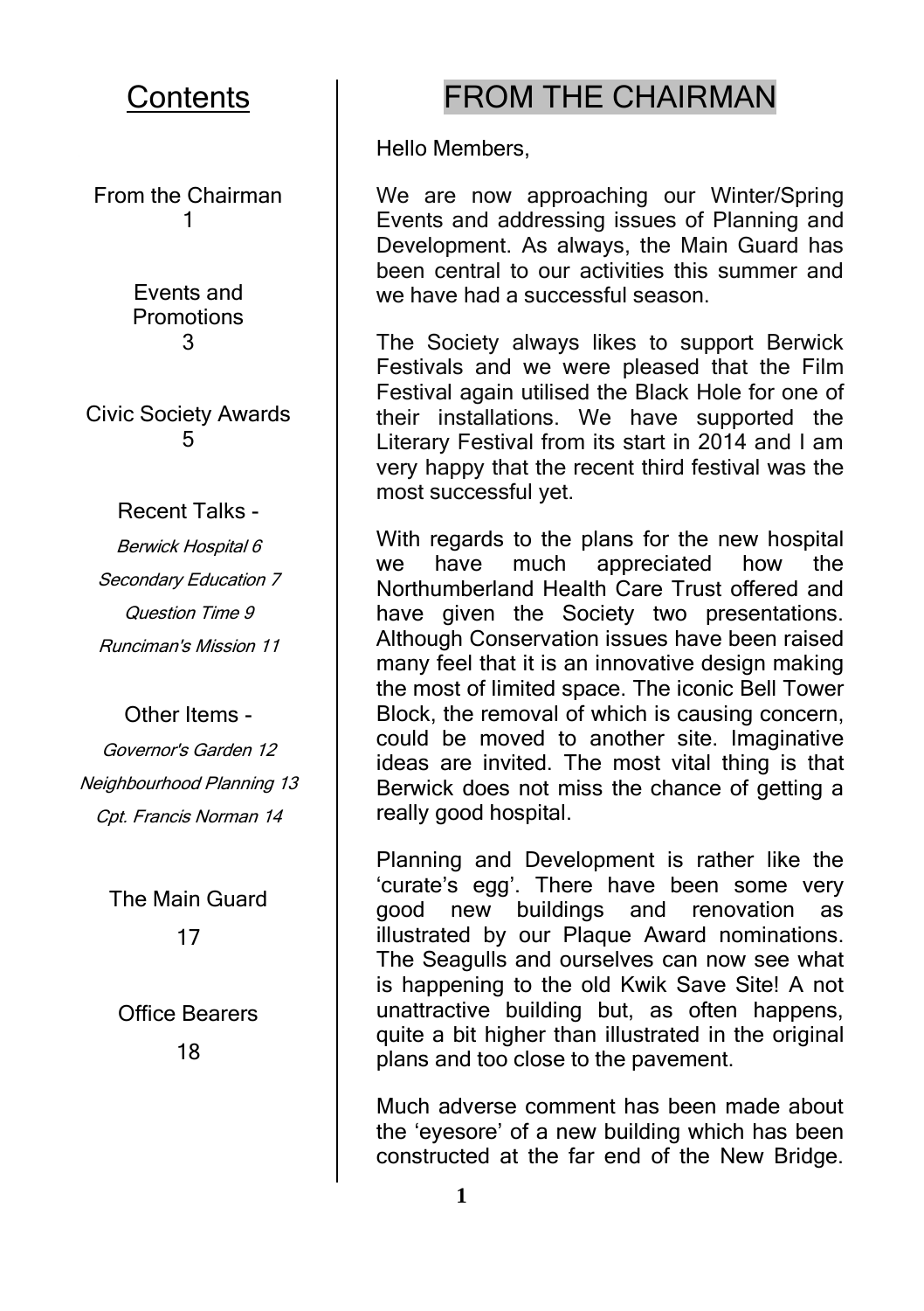## Contents

From the Chairman 1

Events and Promotions 3

Civic Society Awards 5

Recent Talks -

*Berwick Hospital 6*

*Secondary Education 7*

*Question Time 9*

*Runciman's Mission 11*

Other Items -

*Governor's Garden 12*

*Neighbourhood Planning 13*

*Cpt. Francis Norman 14*

The Main Guard 17

Office Bearers 18

# FROM THE CHAIRMAN

Hello Members,

We are now approaching our Winter/Spring Events and addressing issues of Planning and Development. As always, the Main Guard has been central to our activities this summer and we have had a successful season.

The Society always likes to support Berwick Festivals and we were pleased that the Film Festival again utilised the Black Hole for one of their installations. We have supported the Literary Festival from its start in 2014 and I am very happy that the recent third festival was the most successful yet.

With regards to the plans for the new hospital we have much appreciated how the Northumberland Health Care Trust offered and have given the Society two presentations. Although Conservation issues have been raised many feel that it is an innovative design making the most of limited space. The iconic Bell Tower Block, the removal of which is causing concern, could be moved to another site. Imaginative ideas are invited. The most vital thing is that Berwick does not miss the chance of getting a really good hospital.

Planning and Development is rather like the 'curate's egg'. There have been some very good new buildings and renovation as illustrated by our Plaque Award nominations. The Seagulls and ourselves can now see what is happening to the old Kwik Save Site! A not unattractive building but, as often happens, quite a bit higher than illustrated in the original plans and too close to the pavement.

Much adverse comment has been made about the 'eyesore' of a new building which has been constructed at the far end of the New Bridge.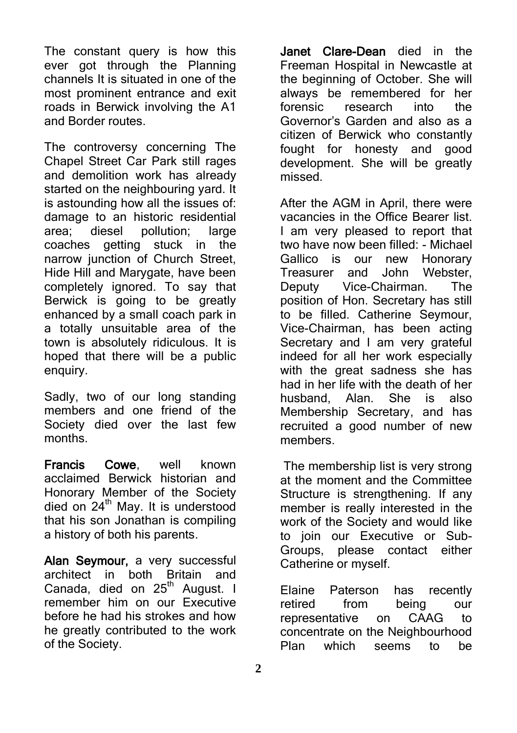The constant query is how this ever got through the Planning channels It is situated in one of the most prominent entrance and exit roads in Berwick involving the A1 and Border routes.

The controversy concerning The Chapel Street Car Park still rages and demolition work has already started on the neighbouring yard. It is astounding how all the issues of: damage to an historic residential area; diesel pollution; large coaches getting stuck in the narrow junction of Church Street, Hide Hill and Marygate, have been completely ignored. To say that Berwick is going to be greatly enhanced by a small coach park in a totally unsuitable area of the town is absolutely ridiculous. It is hoped that there will be a public enquiry.

Sadly, two of our long standing members and one friend of the Society died over the last few months.

**Francis Cowe**, well known acclaimed Berwick historian and Honorary Member of the Society died on 24th May. It is understood that his son Jonathan is compiling a history of both his parents.

**Alan Seymour,** a very successful architect in both Britain and Canada, died on 25th August. I remember him on our Executive before he had his strokes and how he greatly contributed to the work of the Society.

**Janet Clare-Dean** died in the Freeman Hospital in Newcastle at the beginning of October. She will always be remembered for her forensic research into the Governor's Garden and also as a citizen of Berwick who constantly fought for honesty and good development. She will be greatly missed.

After the AGM in April, there were vacancies in the Office Bearer list. I am very pleased to report that two have now been filled: - Michael Gallico is our new Honorary Treasurer and John Webster, Deputy Vice-Chairman. The position of Hon. Secretary has still to be filled. Catherine Seymour, Vice-Chairman, has been acting Secretary and I am very grateful indeed for all her work especially with the great sadness she has had in her life with the death of her husband, Alan. She is also Membership Secretary, and has recruited a good number of new members.

The membership list is very strong at the moment and the Committee Structure is strengthening. If any member is really interested in the work of the Society and would like to join our Executive or Sub-Groups, please contact either Catherine or myself.

Elaine Paterson has recently retired from being our representative on CAAG to concentrate on the Neighbourhood Plan which seems to be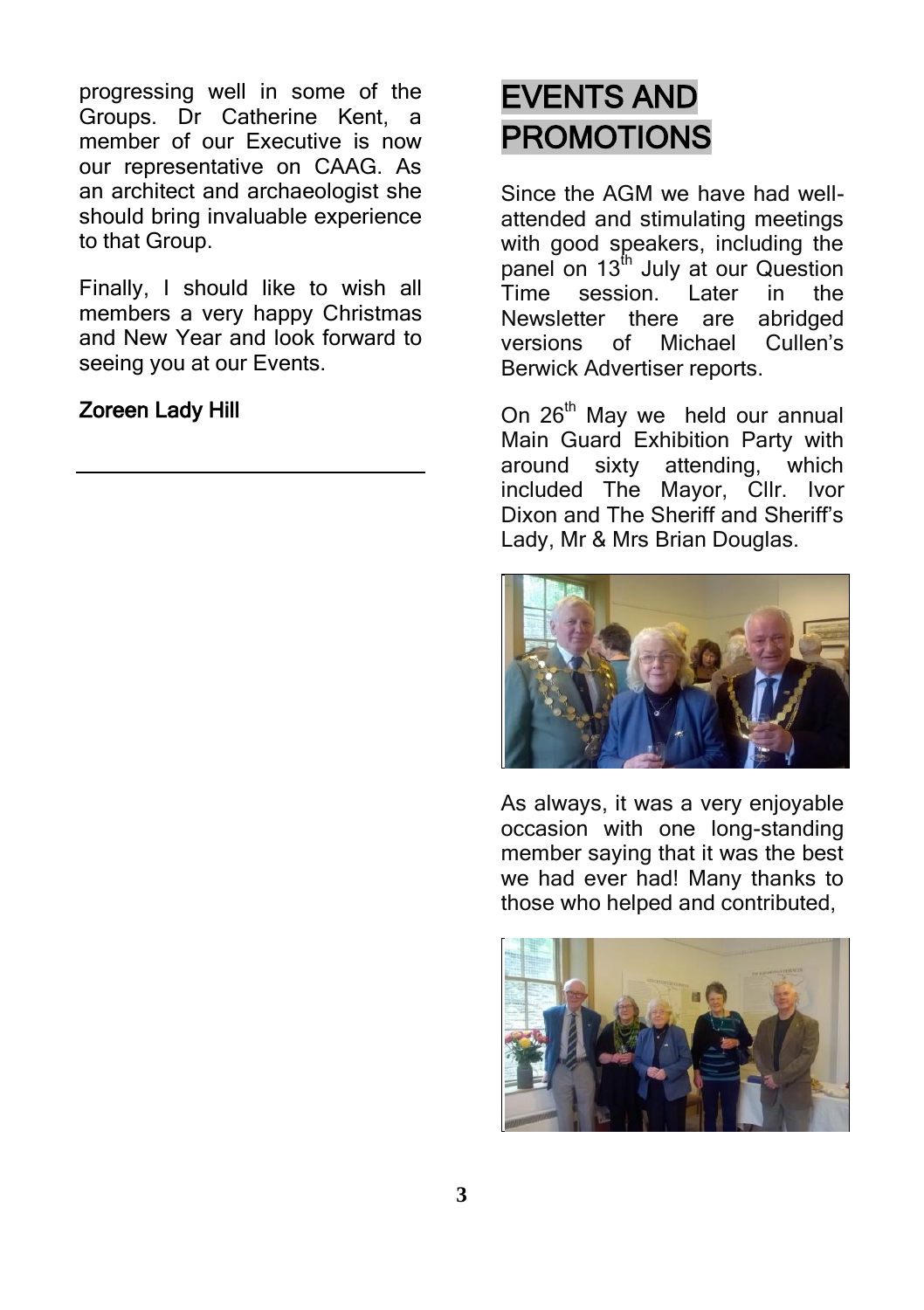progressing well in some of the Groups. Dr Catherine Kent, a member of our Executive is now our representative on CAAG. As an architect and archaeologist she should bring invaluable experience to that Group.

Finally, I should like to wish all members a very happy Christmas and New Year and look forward to seeing you at our Events.

**Zoreen Lady Hill**

---

# EVENTS AND PROMOTIONS

Since the AGM we have had well-attended and stimulating meetings with good speakers, including the panel on 13th July at our Question Time session. Later in the Newsletter there are abridged versions of Michael Cullen's Berwick Advertiser reports.

On 26th May we held our annual Main Guard Exhibition Party with around sixty attending, which included The Mayor, Cllr. Ivor Dixon and The Sheriff and Sheriff's Lady, Mr & Mrs Brian Douglas.

As always, it was a very enjoyable occasion with one long-standing member saying that it was the best we had ever had! Many thanks to those who helped and contributed,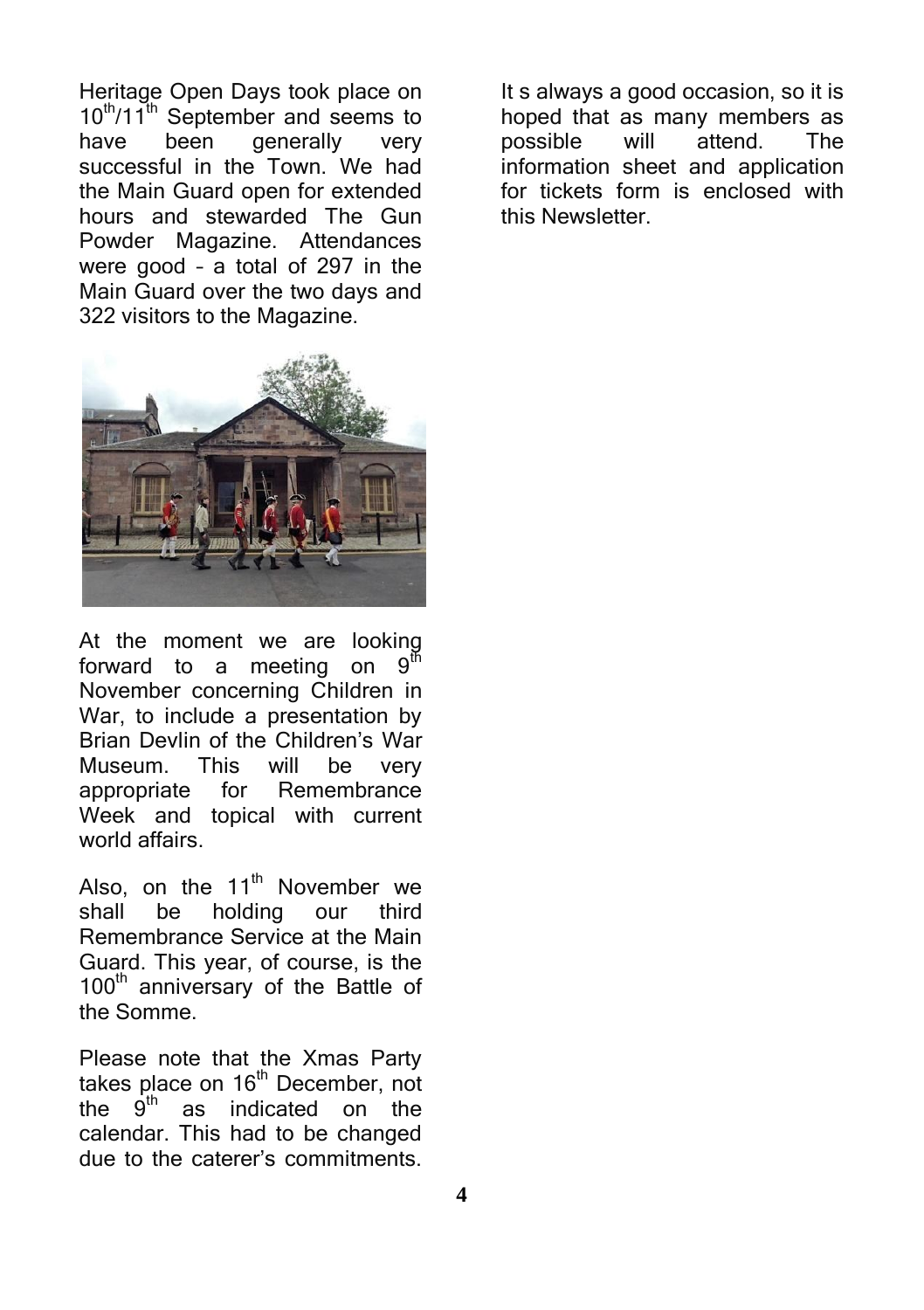Heritage Open Days took place on 10th/11th September and seems to have been generally very successful in the Town. We had the Main Guard open for extended hours and stewarded The Gun Powder Magazine. Attendances were good – a total of 297 in the Main Guard over the two days and 322 visitors to the Magazine.

At the moment we are looking forward to a meeting on 9th November concerning Children in War, to include a presentation by Brian Devlin of the Children's War Museum. This will be very appropriate for Remembrance Week and topical with current world affairs.

Also, on the 11th November we shall be holding our third Remembrance Service at the Main Guard. This year, of course, is the 100th anniversary of the Battle of the Somme.

Please note that the Xmas Party takes place on 16th December, not the 9th as indicated on the calendar. This had to be changed due to the caterer's commitments. It s always a good occasion, so it is hoped that as many members as possible will attend. The information sheet and application for tickets form is enclosed with this Newsletter.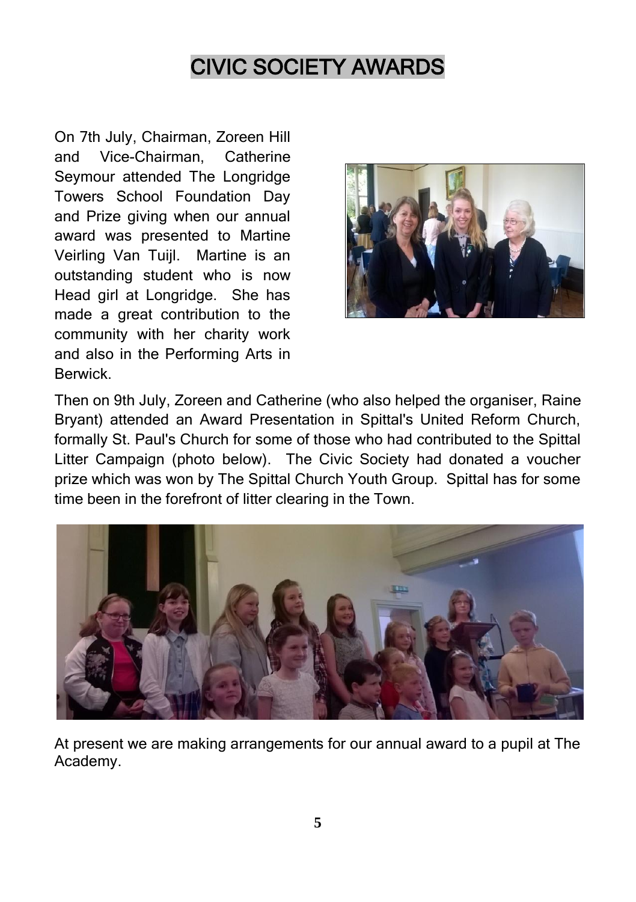# CIVIC SOCIETY AWARDS

On 7th July, Chairman, Zoreen Hill and Vice-Chairman, Catherine Seymour attended The Longridge Towers School Foundation Day and Prize giving when our annual award was presented to Martine Veirling Van Tuijl. Martine is an outstanding student who is now Head girl at Longridge. She has made a great contribution to the community with her charity work and also in the Performing Arts in Berwick.

Then on 9th July, Zoreen and Catherine (who also helped the organiser, Raine Bryant) attended an Award Presentation in Spittal's United Reform Church, formally St. Paul's Church for some of those who had contributed to the Spittal Litter Campaign (photo below). The Civic Society had donated a voucher prize which was won by The Spittal Church Youth Group. Spittal has for some time been in the forefront of litter clearing in the Town.

At present we are making arrangements for our annual award to a pupil at The Academy.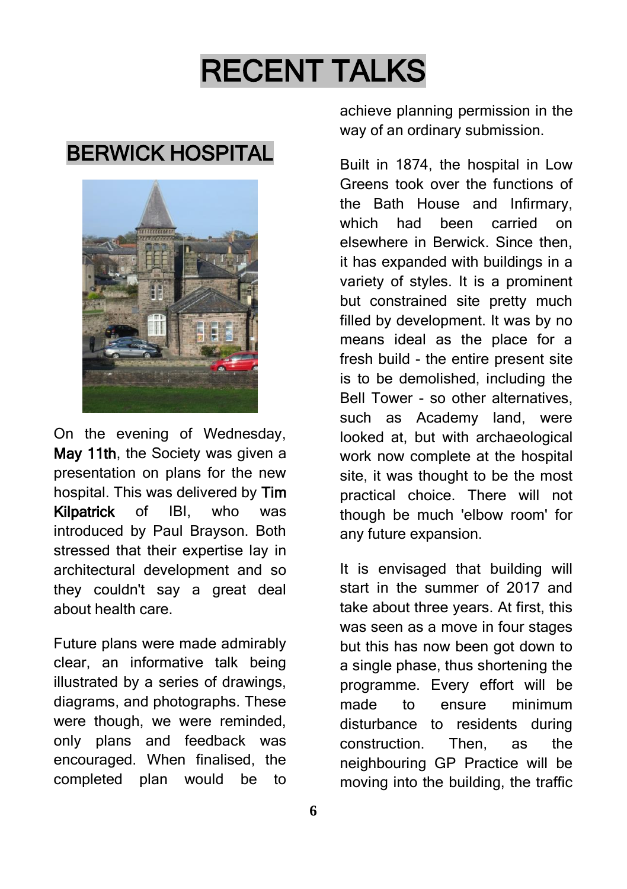# RECENT TALKS

## BERWICK HOSPITAL

On the evening of Wednesday, **May 11th**, the Society was given a presentation on plans for the new hospital. This was delivered by **Tim Kilpatrick** of IBI, who was introduced by Paul Brayson. Both stressed that their expertise lay in architectural development and so they couldn't say a great deal about health care.

Future plans were made admirably clear, an informative talk being illustrated by a series of drawings, diagrams, and photographs. These were though, we were reminded, only plans and feedback was encouraged. When finalised, the completed plan would be to achieve planning permission in the way of an ordinary submission.

Built in 1874, the hospital in Low Greens took over the functions of the Bath House and Infirmary, which had been carried on elsewhere in Berwick. Since then, it has expanded with buildings in a variety of styles. It is a prominent but constrained site pretty much filled by development. It was by no means ideal as the place for a fresh build - the entire present site is to be demolished, including the Bell Tower - so other alternatives, such as Academy land, were looked at, but with archaeological work now complete at the hospital site, it was thought to be the most practical choice. There will not though be much 'elbow room' for any future expansion.

It is envisaged that building will start in the summer of 2017 and take about three years. At first, this was seen as a move in four stages but this has now been got down to a single phase, thus shortening the programme. Every effort will be made to ensure minimum disturbance to residents during construction. Then, as the neighbouring GP Practice will be moving into the building, the traffic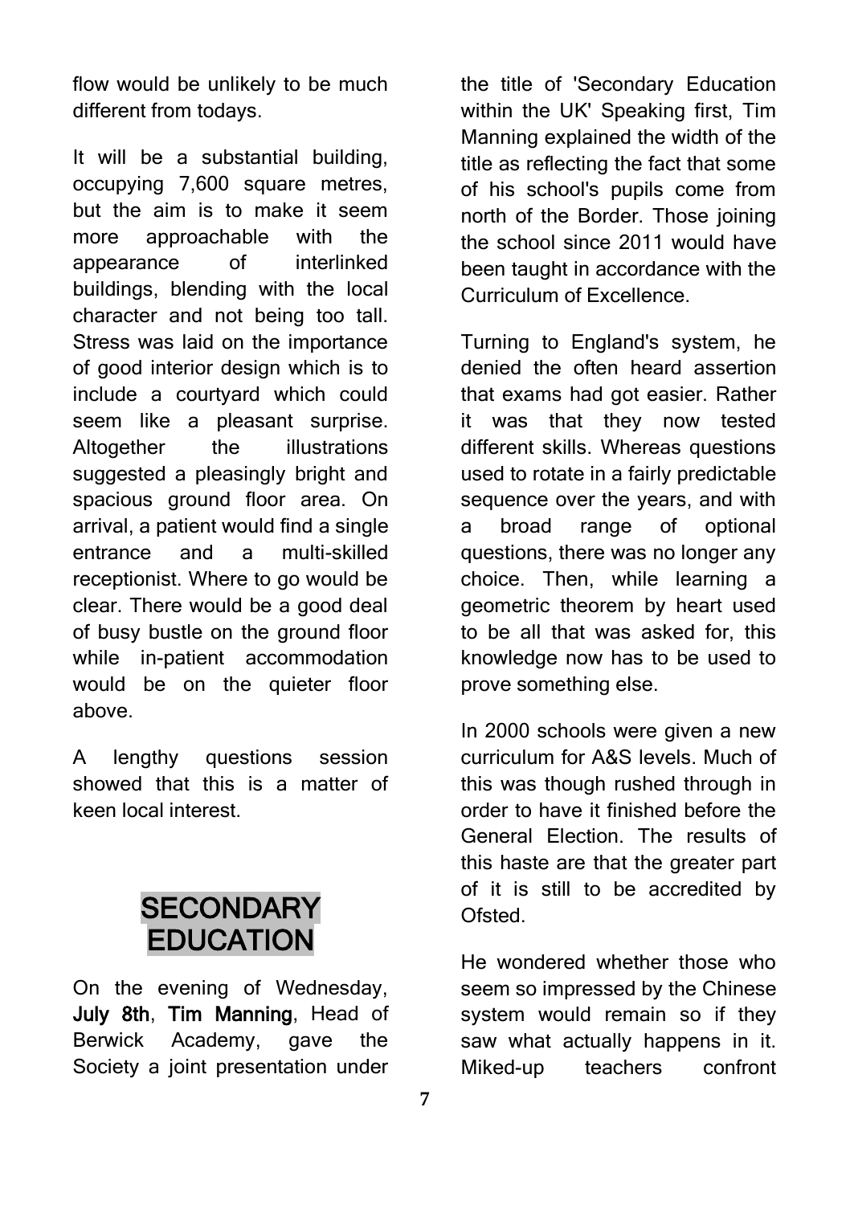flow would be unlikely to be much different from todays.

It will be a substantial building, occupying 7,600 square metres, but the aim is to make it seem more approachable with the appearance of interlinked buildings, blending with the local character and not being too tall. Stress was laid on the importance of good interior design which is to include a courtyard which could seem like a pleasant surprise. Altogether the illustrations suggested a pleasingly bright and spacious ground floor area. On arrival, a patient would find a single entrance and a multi-skilled receptionist. Where to go would be clear. There would be a good deal of busy bustle on the ground floor while in-patient accommodation would be on the quieter floor above.

A lengthy questions session showed that this is a matter of keen local interest.

## SECONDARY EDUCATION

On the evening of Wednesday, **July 8th**, **Tim Manning**, Head of Berwick Academy, gave the Society a joint presentation under the title of 'Secondary Education within the UK' Speaking first, Tim Manning explained the width of the title as reflecting the fact that some of his school's pupils come from north of the Border. Those joining the school since 2011 would have been taught in accordance with the Curriculum of Excellence.

Turning to England's system, he denied the often heard assertion that exams had got easier. Rather it was that they now tested different skills. Whereas questions used to rotate in a fairly predictable sequence over the years, and with a broad range of optional questions, there was no longer any choice. Then, while learning a geometric theorem by heart used to be all that was asked for, this knowledge now has to be used to prove something else.

In 2000 schools were given a new curriculum for A&S levels. Much of this was though rushed through in order to have it finished before the General Election. The results of this haste are that the greater part of it is still to be accredited by Ofsted.

He wondered whether those who seem so impressed by the Chinese system would remain so if they saw what actually happens in it. Miked-up teachers confront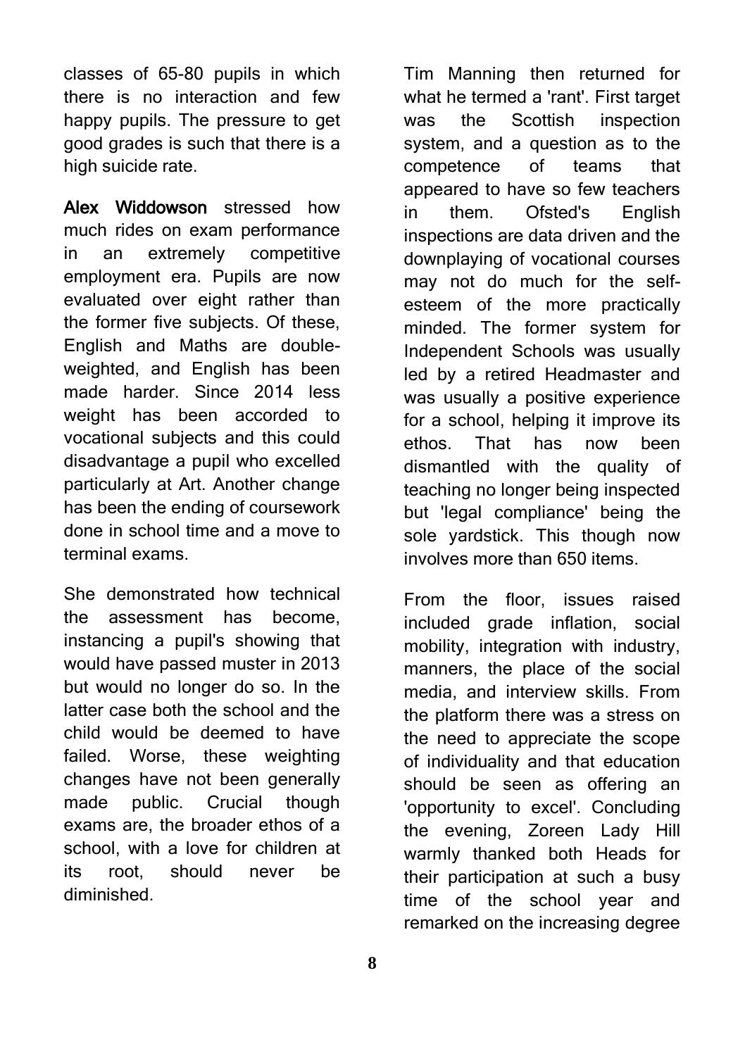classes of 65-80 pupils in which there is no interaction and few happy pupils. The pressure to get good grades is such that there is a high suicide rate.

**Alex Widdowson** stressed how much rides on exam performance in an extremely competitive employment era. Pupils are now evaluated over eight rather than the former five subjects. Of these, English and Maths are double-weighted, and English has been made harder. Since 2014 less weight has been accorded to vocational subjects and this could disadvantage a pupil who excelled particularly at Art. Another change has been the ending of coursework done in school time and a move to terminal exams.

She demonstrated how technical the assessment has become, instancing a pupil's showing that would have passed muster in 2013 but would no longer do so. In the latter case both the school and the child would be deemed to have failed. Worse, these weighting changes have not been generally made public. Crucial though exams are, the broader ethos of a school, with a love for children at its root, should never be diminished.

Tim Manning then returned for what he termed a 'rant'. First target was the Scottish inspection system, and a question as to the competence of teams that appeared to have so few teachers in them. Ofsted's English inspections are data driven and the downplaying of vocational courses may not do much for the self-esteem of the more practically minded. The former system for Independent Schools was usually led by a retired Headmaster and was usually a positive experience for a school, helping it improve its ethos. That has now been dismantled with the quality of teaching no longer being inspected but 'legal compliance' being the sole yardstick. This though now involves more than 650 items.

From the floor, issues raised included grade inflation, social mobility, integration with industry, manners, the place of the social media, and interview skills. From the platform there was a stress on the need to appreciate the scope of individuality and that education should be seen as offering an 'opportunity to excel'. Concluding the evening, Zoreen Lady Hill warmly thanked both Heads for their participation at such a busy time of the school year and remarked on the increasing degree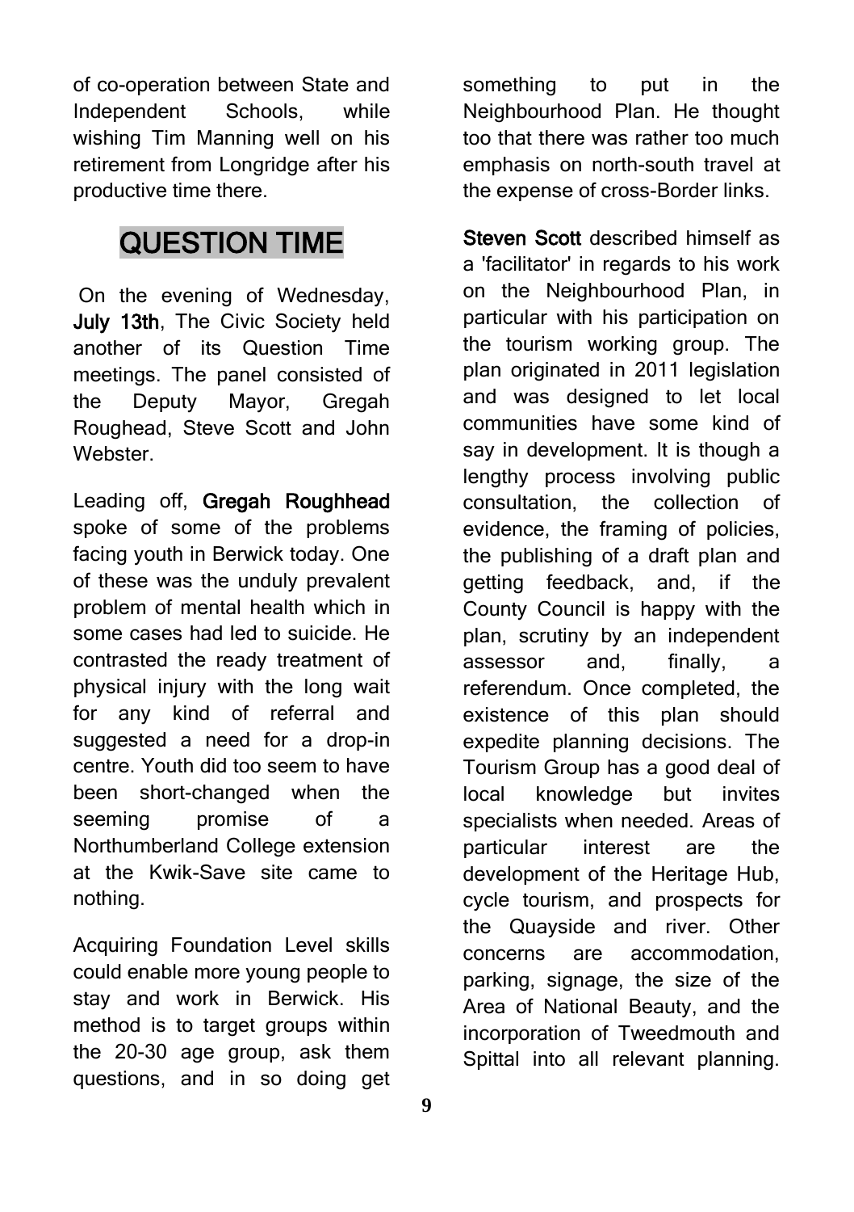of co-operation between State and Independent Schools, while wishing Tim Manning well on his retirement from Longridge after his productive time there.

## QUESTION TIME

On the evening of Wednesday, **July 13th**, The Civic Society held another of its Question Time meetings. The panel consisted of the Deputy Mayor, Gregah Roughead, Steve Scott and John Webster.

Leading off, **Gregah Roughhead** spoke of some of the problems facing youth in Berwick today. One of these was the unduly prevalent problem of mental health which in some cases had led to suicide. He contrasted the ready treatment of physical injury with the long wait for any kind of referral and suggested a need for a drop-in centre. Youth did too seem to have been short-changed when the seeming promise of a Northumberland College extension at the Kwik-Save site came to nothing.

Acquiring Foundation Level skills could enable more young people to stay and work in Berwick. His method is to target groups within the 20-30 age group, ask them questions, and in so doing get something to put in the Neighbourhood Plan. He thought too that there was rather too much emphasis on north-south travel at the expense of cross-Border links.

**Steven Scott** described himself as a 'facilitator' in regards to his work on the Neighbourhood Plan, in particular with his participation on the tourism working group. The plan originated in 2011 legislation and was designed to let local communities have some kind of say in development. It is though a lengthy process involving public consultation, the collection of evidence, the framing of policies, the publishing of a draft plan and getting feedback, and, if the County Council is happy with the plan, scrutiny by an independent assessor and, finally, a referendum. Once completed, the existence of this plan should expedite planning decisions. The Tourism Group has a good deal of local knowledge but invites specialists when needed. Areas of particular interest are the development of the Heritage Hub, cycle tourism, and prospects for the Quayside and river. Other concerns are accommodation, parking, signage, the size of the Area of National Beauty, and the incorporation of Tweedmouth and Spittal into all relevant planning.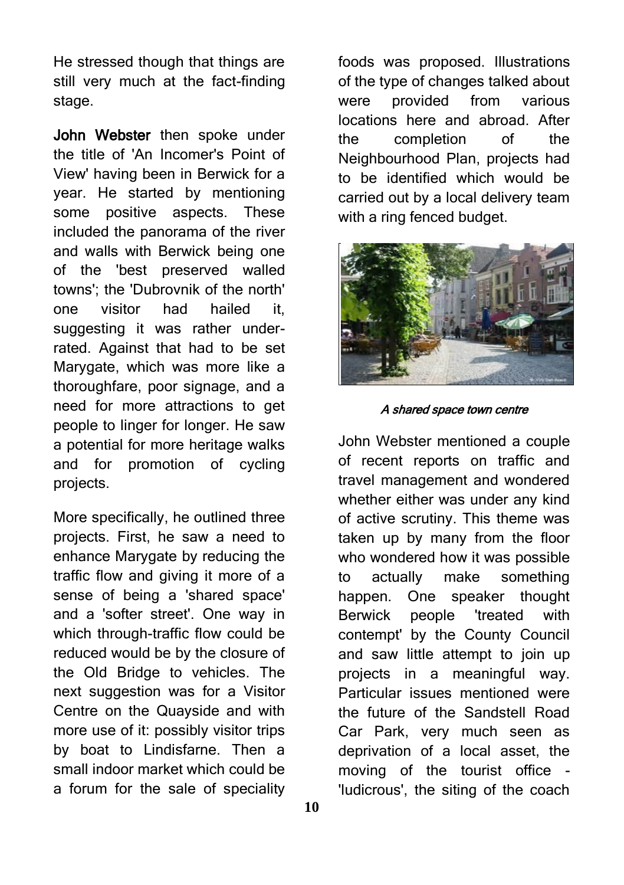He stressed though that things are still very much at the fact-finding stage.

**John Webster** then spoke under the title of 'An Incomer's Point of View' having been in Berwick for a year. He started by mentioning some positive aspects. These included the panorama of the river and walls with Berwick being one of the 'best preserved walled towns'; the 'Dubrovnik of the north' one visitor had hailed it, suggesting it was rather under-rated. Against that had to be set Marygate, which was more like a thoroughfare, poor signage, and a need for more attractions to get people to linger for longer. He saw a potential for more heritage walks and for promotion of cycling projects.

More specifically, he outlined three projects. First, he saw a need to enhance Marygate by reducing the traffic flow and giving it more of a sense of being a 'shared space' and a 'softer street'. One way in which through-traffic flow could be reduced would be by the closure of the Old Bridge to vehicles. The next suggestion was for a Visitor Centre on the Quayside and with more use of it: possibly visitor trips by boat to Lindisfarne. Then a small indoor market which could be a forum for the sale of speciality foods was proposed. Illustrations of the type of changes talked about were provided from various locations here and abroad. After the completion of the Neighbourhood Plan, projects had to be identified which would be carried out by a local delivery team with a ring fenced budget.

*A shared space town centre*

John Webster mentioned a couple of recent reports on traffic and travel management and wondered whether either was under any kind of active scrutiny. This theme was taken up by many from the floor who wondered how it was possible to actually make something happen. One speaker thought Berwick people 'treated with contempt' by the County Council and saw little attempt to join up projects in a meaningful way. Particular issues mentioned were the future of the Sandstell Road Car Park, very much seen as deprivation of a local asset, the moving of the tourist office - 'ludicrous', the siting of the coach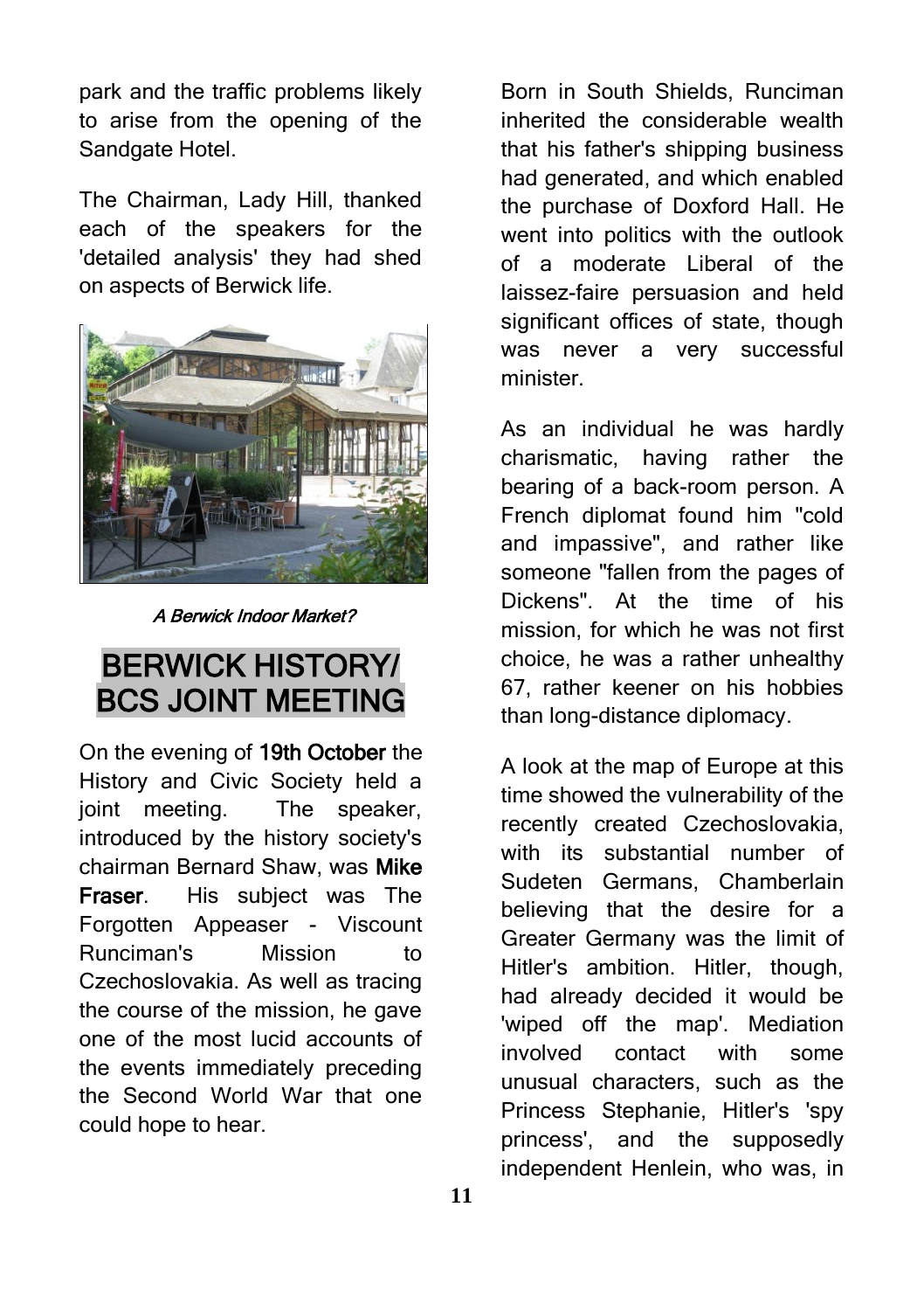park and the traffic problems likely to arise from the opening of the Sandgate Hotel.

The Chairman, Lady Hill, thanked each of the speakers for the 'detailed analysis' they had shed on aspects of Berwick life.

*A Berwick Indoor Market?*

## BERWICK HISTORY/ BCS JOINT MEETING

On the evening of **19th October** the History and Civic Society held a joint meeting. The speaker, introduced by the history society's chairman Bernard Shaw, was **Mike Fraser**. His subject was The Forgotten Appeaser - Viscount Runciman's Mission to Czechoslovakia. As well as tracing the course of the mission, he gave one of the most lucid accounts of the events immediately preceding the Second World War that one could hope to hear.

Born in South Shields, Runciman inherited the considerable wealth that his father's shipping business had generated, and which enabled the purchase of Doxford Hall. He went into politics with the outlook of a moderate Liberal of the laissez-faire persuasion and held significant offices of state, though was never a very successful minister.

As an individual he was hardly charismatic, having rather the bearing of a back-room person. A French diplomat found him "cold and impassive", and rather like someone "fallen from the pages of Dickens". At the time of his mission, for which he was not first choice, he was a rather unhealthy 67, rather keener on his hobbies than long-distance diplomacy.

A look at the map of Europe at this time showed the vulnerability of the recently created Czechoslovakia, with its substantial number of Sudeten Germans, Chamberlain believing that the desire for a Greater Germany was the limit of Hitler's ambition. Hitler, though, had already decided it would be 'wiped off the map'. Mediation involved contact with some unusual characters, such as the Princess Stephanie, Hitler's 'spy princess', and the supposedly independent Henlein, who was, in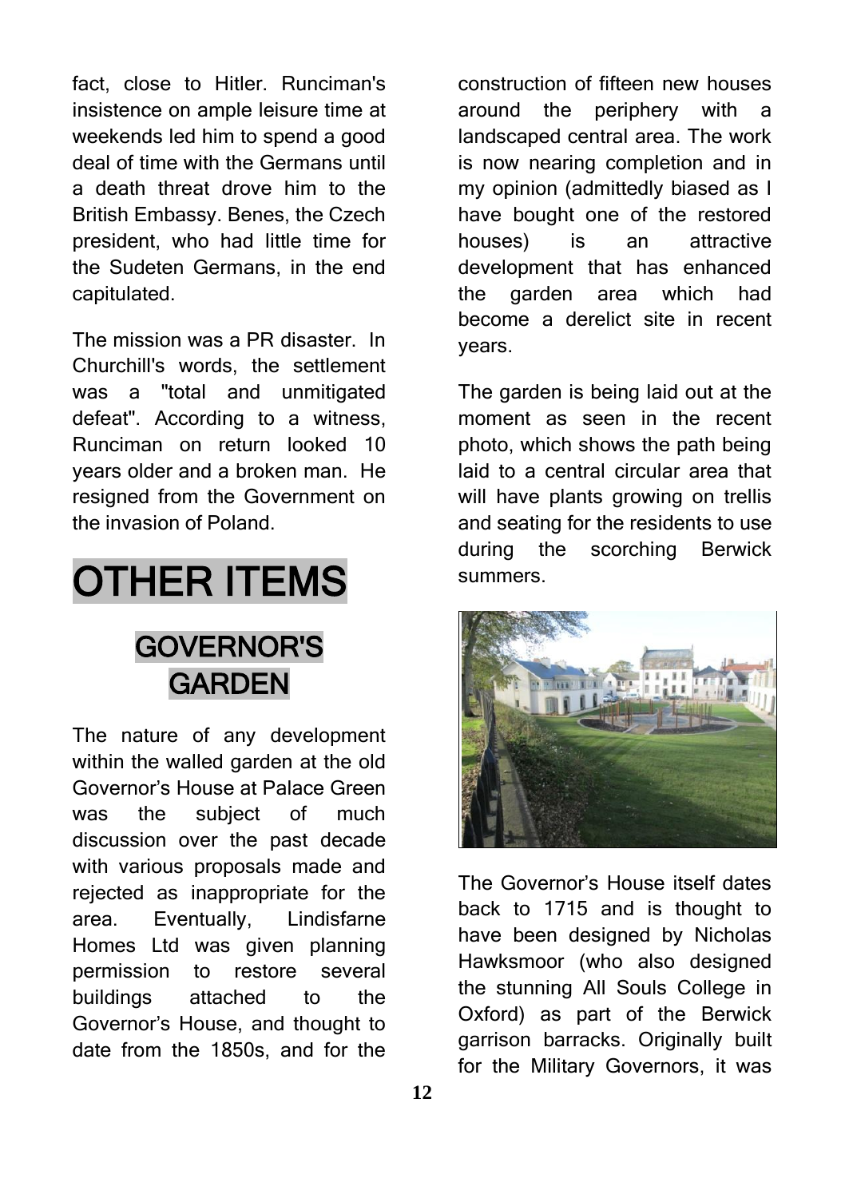fact, close to Hitler. Runciman's insistence on ample leisure time at weekends led him to spend a good deal of time with the Germans until a death threat drove him to the British Embassy. Benes, the Czech president, who had little time for the Sudeten Germans, in the end capitulated.

The mission was a PR disaster. In Churchill's words, the settlement was a "total and unmitigated defeat". According to a witness, Runciman on return looked 10 years older and a broken man. He resigned from the Government on the invasion of Poland.

# OTHER ITEMS

## GOVERNOR'S GARDEN

The nature of any development within the walled garden at the old Governor's House at Palace Green was the subject of much discussion over the past decade with various proposals made and rejected as inappropriate for the area. Eventually, Lindisfarne Homes Ltd was given planning permission to restore several buildings attached to the Governor's House, and thought to date from the 1850s, and for the construction of fifteen new houses around the periphery with a landscaped central area. The work is now nearing completion and in my opinion (admittedly biased as I have bought one of the restored houses) is an attractive development that has enhanced the garden area which had become a derelict site in recent years.

The garden is being laid out at the moment as seen in the recent photo, which shows the path being laid to a central circular area that will have plants growing on trellis and seating for the residents to use during the scorching Berwick summers.

The Governor's House itself dates back to 1715 and is thought to have been designed by Nicholas Hawksmoor (who also designed the stunning All Souls College in Oxford) as part of the Berwick garrison barracks. Originally built for the Military Governors, it was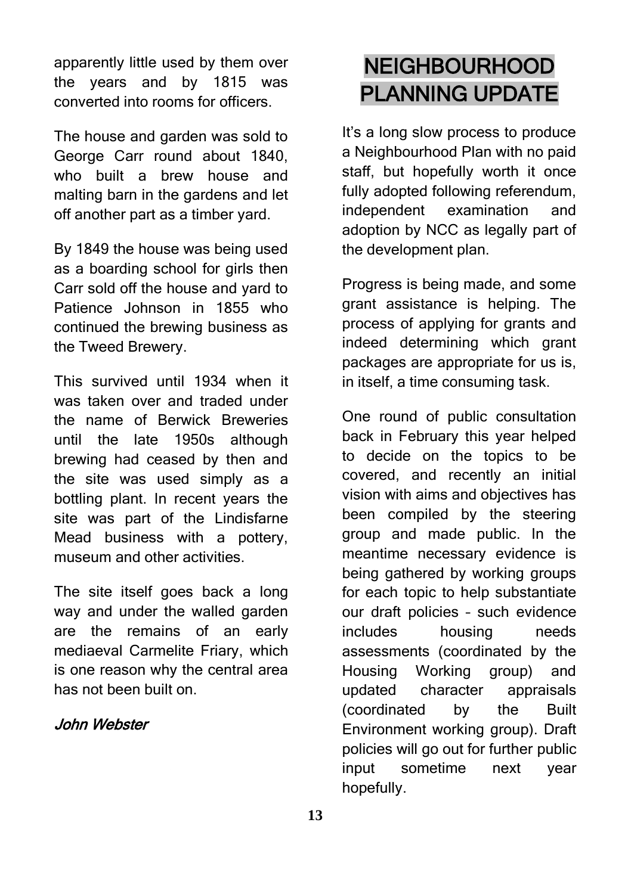apparently little used by them over the years and by 1815 was converted into rooms for officers.

The house and garden was sold to George Carr round about 1840, who built a brew house and malting barn in the gardens and let off another part as a timber yard.

By 1849 the house was being used as a boarding school for girls then Carr sold off the house and yard to Patience Johnson in 1855 who continued the brewing business as the Tweed Brewery.

This survived until 1934 when it was taken over and traded under the name of Berwick Breweries until the late 1950s although brewing had ceased by then and the site was used simply as a bottling plant. In recent years the site was part of the Lindisfarne Mead business with a pottery, museum and other activities.

The site itself goes back a long way and under the walled garden are the remains of an early mediaeval Carmelite Friary, which is one reason why the central area has not been built on.

***John Webster***

# NEIGHBOURHOOD PLANNING UPDATE

It's a long slow process to produce a Neighbourhood Plan with no paid staff, but hopefully worth it once fully adopted following referendum, independent examination and adoption by NCC as legally part of the development plan.

Progress is being made, and some grant assistance is helping. The process of applying for grants and indeed determining which grant packages are appropriate for us is, in itself, a time consuming task.

One round of public consultation back in February this year helped to decide on the topics to be covered, and recently an initial vision with aims and objectives has been compiled by the steering group and made public. In the meantime necessary evidence is being gathered by working groups for each topic to help substantiate our draft policies – such evidence includes housing needs assessments (coordinated by the Housing Working group) and updated character appraisals (coordinated by the Built Environment working group). Draft policies will go out for further public input sometime next year hopefully.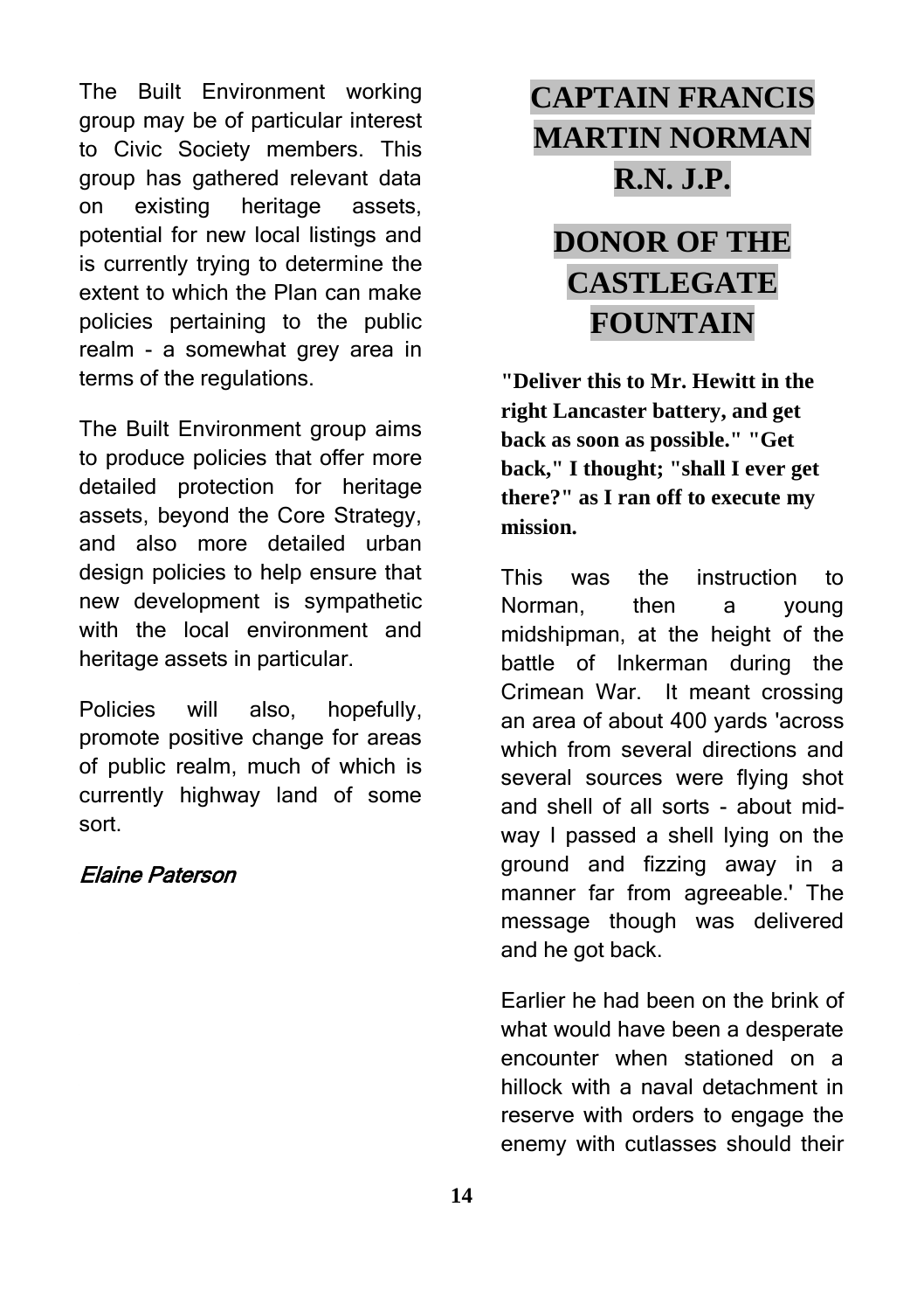The Built Environment working group may be of particular interest to Civic Society members. This group has gathered relevant data on existing heritage assets, potential for new local listings and is currently trying to determine the extent to which the Plan can make policies pertaining to the public realm - a somewhat grey area in terms of the regulations.

The Built Environment group aims to produce policies that offer more detailed protection for heritage assets, beyond the Core Strategy, and also more detailed urban design policies to help ensure that new development is sympathetic with the local environment and heritage assets in particular.

Policies will also, hopefully, promote positive change for areas of public realm, much of which is currently highway land of some sort.

*Elaine Paterson*

# CAPTAIN FRANCIS MARTIN NORMAN R.N. J.P.

# DONOR OF THE CASTLEGATE FOUNTAIN

**"Deliver this to Mr. Hewitt in the right Lancaster battery, and get back as soon as possible." "Get back," I thought; "shall I ever get there?" as I ran off to execute my mission.**

This was the instruction to Norman, then a young midshipman, at the height of the battle of Inkerman during the Crimean War. It meant crossing an area of about 400 yards 'across which from several directions and several sources were flying shot and shell of all sorts - about mid-way I passed a shell lying on the ground and fizzing away in a manner far from agreeable.' The message though was delivered and he got back.

Earlier he had been on the brink of what would have been a desperate encounter when stationed on a hillock with a naval detachment in reserve with orders to engage the enemy with cutlasses should their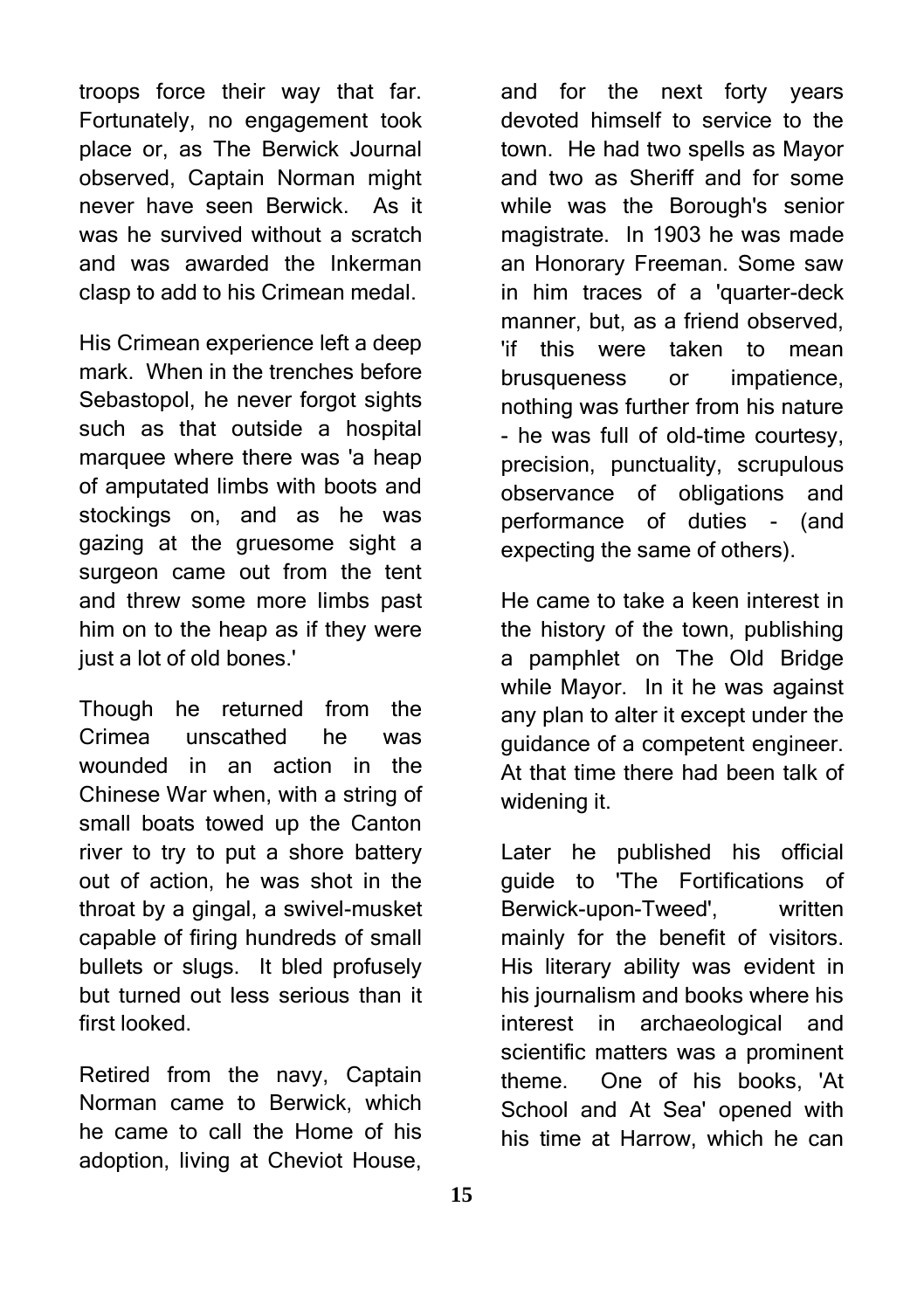troops force their way that far. Fortunately, no engagement took place or, as The Berwick Journal observed, Captain Norman might never have seen Berwick. As it was he survived without a scratch and was awarded the Inkerman clasp to add to his Crimean medal.

His Crimean experience left a deep mark. When in the trenches before Sebastopol, he never forgot sights such as that outside a hospital marquee where there was 'a heap of amputated limbs with boots and stockings on, and as he was gazing at the gruesome sight a surgeon came out from the tent and threw some more limbs past him on to the heap as if they were just a lot of old bones.'

Though he returned from the Crimea unscathed he was wounded in an action in the Chinese War when, with a string of small boats towed up the Canton river to try to put a shore battery out of action, he was shot in the throat by a gingal, a swivel-musket capable of firing hundreds of small bullets or slugs. It bled profusely but turned out less serious than it first looked.

Retired from the navy, Captain Norman came to Berwick, which he came to call the Home of his adoption, living at Cheviot House, and for the next forty years devoted himself to service to the town. He had two spells as Mayor and two as Sheriff and for some while was the Borough's senior magistrate. In 1903 he was made an Honorary Freeman. Some saw in him traces of a 'quarter-deck manner, but, as a friend observed, 'if this were taken to mean brusqueness or impatience, nothing was further from his nature - he was full of old-time courtesy, precision, punctuality, scrupulous observance of obligations and performance of duties - (and expecting the same of others).

He came to take a keen interest in the history of the town, publishing a pamphlet on The Old Bridge while Mayor. In it he was against any plan to alter it except under the guidance of a competent engineer. At that time there had been talk of widening it.

Later he published his official guide to 'The Fortifications of Berwick-upon-Tweed', written mainly for the benefit of visitors. His literary ability was evident in his journalism and books where his interest in archaeological and scientific matters was a prominent theme. One of his books, 'At School and At Sea' opened with his time at Harrow, which he can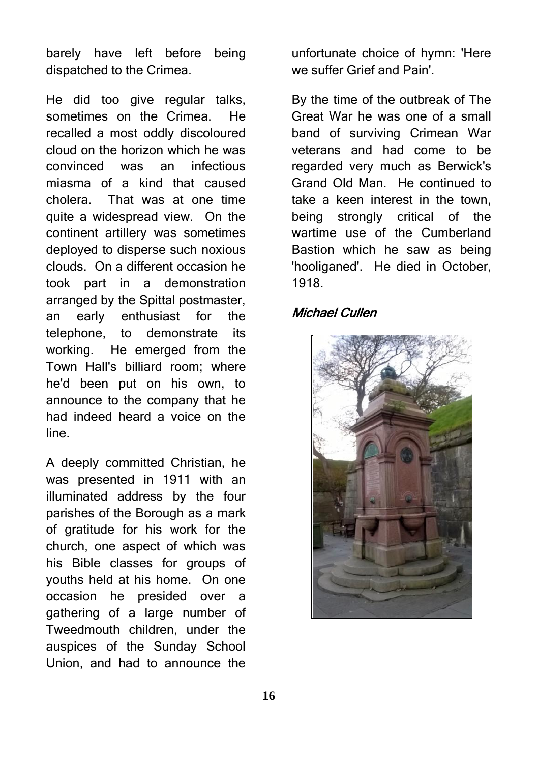barely have left before being dispatched to the Crimea.

He did too give regular talks, sometimes on the Crimea. He recalled a most oddly discoloured cloud on the horizon which he was convinced was an infectious miasma of a kind that caused cholera. That was at one time quite a widespread view. On the continent artillery was sometimes deployed to disperse such noxious clouds. On a different occasion he took part in a demonstration arranged by the Spittal postmaster, an early enthusiast for the telephone, to demonstrate its working. He emerged from the Town Hall's billiard room; where he'd been put on his own, to announce to the company that he had indeed heard a voice on the line.

A deeply committed Christian, he was presented in 1911 with an illuminated address by the four parishes of the Borough as a mark of gratitude for his work for the church, one aspect of which was his Bible classes for groups of youths held at his home. On one occasion he presided over a gathering of a large number of Tweedmouth children, under the auspices of the Sunday School Union, and had to announce the unfortunate choice of hymn: 'Here we suffer Grief and Pain'.

By the time of the outbreak of The Great War he was one of a small band of surviving Crimean War veterans and had come to be regarded very much as Berwick's Grand Old Man. He continued to take a keen interest in the town, being strongly critical of the wartime use of the Cumberland Bastion which he saw as being 'hooliganed'. He died in October, 1918.

*Michael Cullen*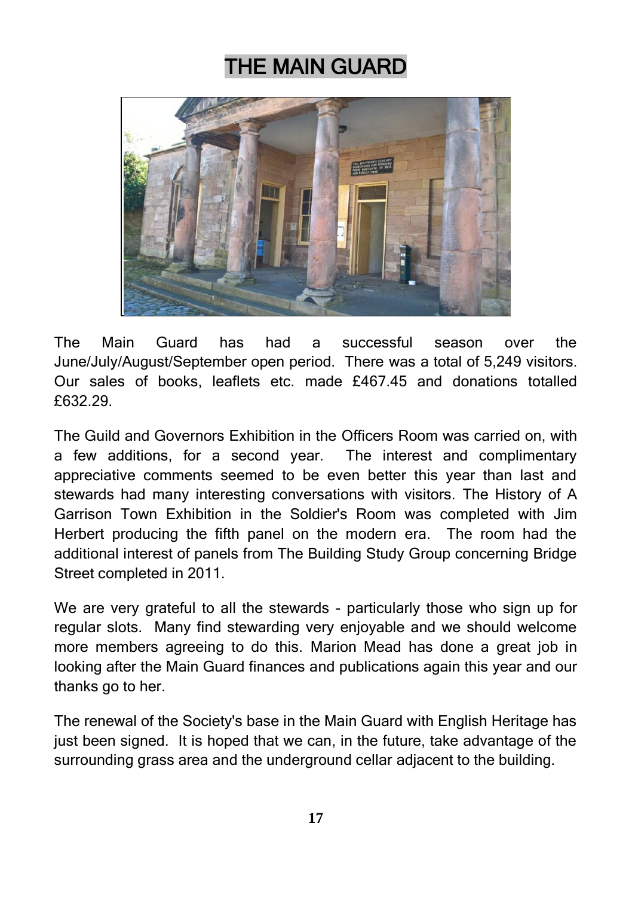# THE MAIN GUARD

The Main Guard has had a successful season over the June/July/August/September open period. There was a total of 5,249 visitors. Our sales of books, leaflets etc. made £467.45 and donations totalled £632.29.

The Guild and Governors Exhibition in the Officers Room was carried on, with a few additions, for a second year. The interest and complimentary appreciative comments seemed to be even better this year than last and stewards had many interesting conversations with visitors. The History of A Garrison Town Exhibition in the Soldier's Room was completed with Jim Herbert producing the fifth panel on the modern era. The room had the additional interest of panels from The Building Study Group concerning Bridge Street completed in 2011.

We are very grateful to all the stewards - particularly those who sign up for regular slots. Many find stewarding very enjoyable and we should welcome more members agreeing to do this. Marion Mead has done a great job in looking after the Main Guard finances and publications again this year and our thanks go to her.

The renewal of the Society's base in the Main Guard with English Heritage has just been signed. It is hoped that we can, in the future, take advantage of the surrounding grass area and the underground cellar adjacent to the building.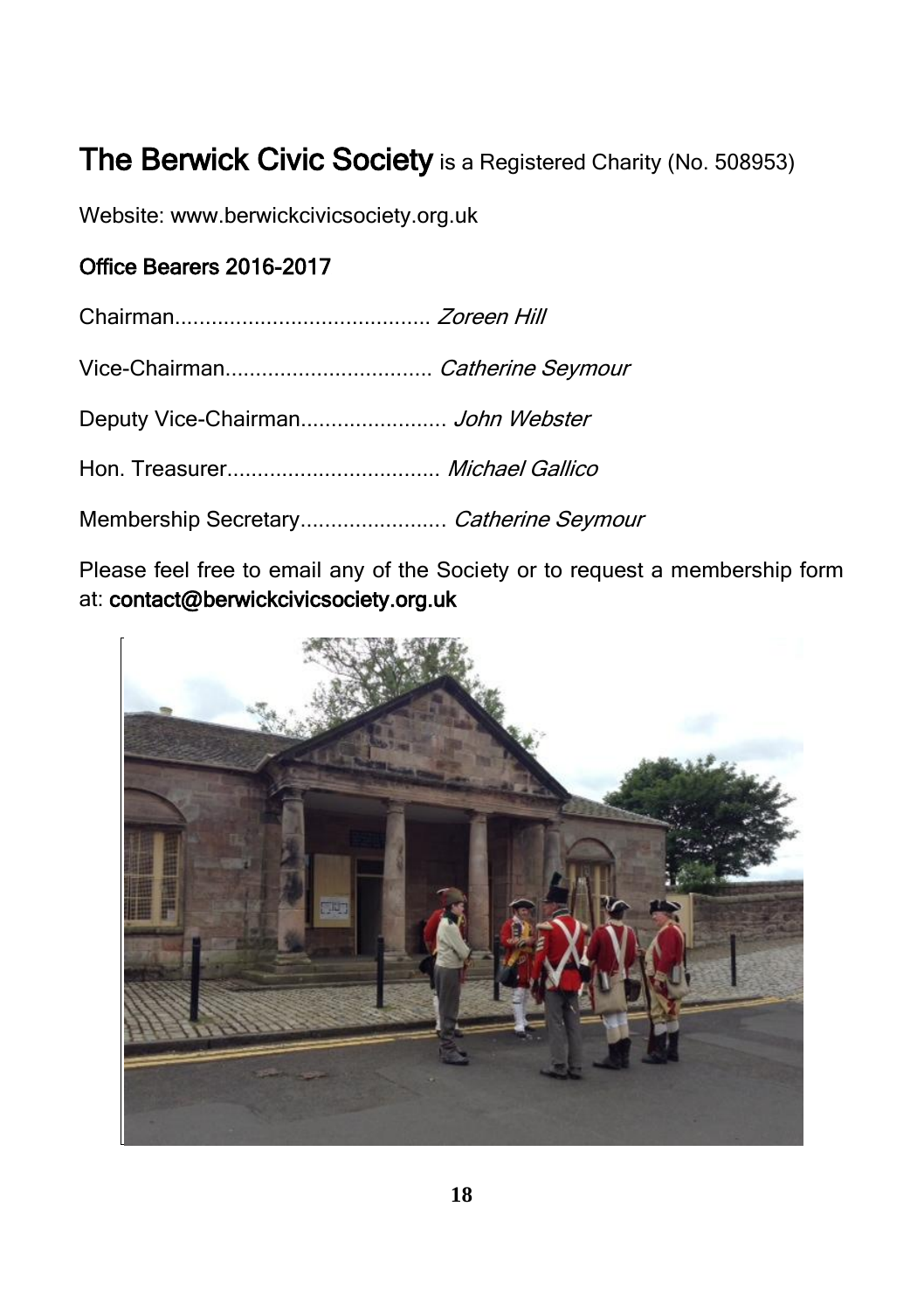**The Berwick Civic Society** is a Registered Charity (No. 508953)

Website: www.berwickcivicsociety.org.uk

### Office Bearers 2016-2017

Chairman.......................................... *Zoreen Hill*

Vice-Chairman.................................. *Catherine Seymour*

Deputy Vice-Chairman........................ *John Webster*

Hon. Treasurer................................... *Michael Gallico*

Membership Secretary........................ *Catherine Seymour*

Please feel free to email any of the Society or to request a membership form at: **contact@berwickcivicsociety.org.uk**